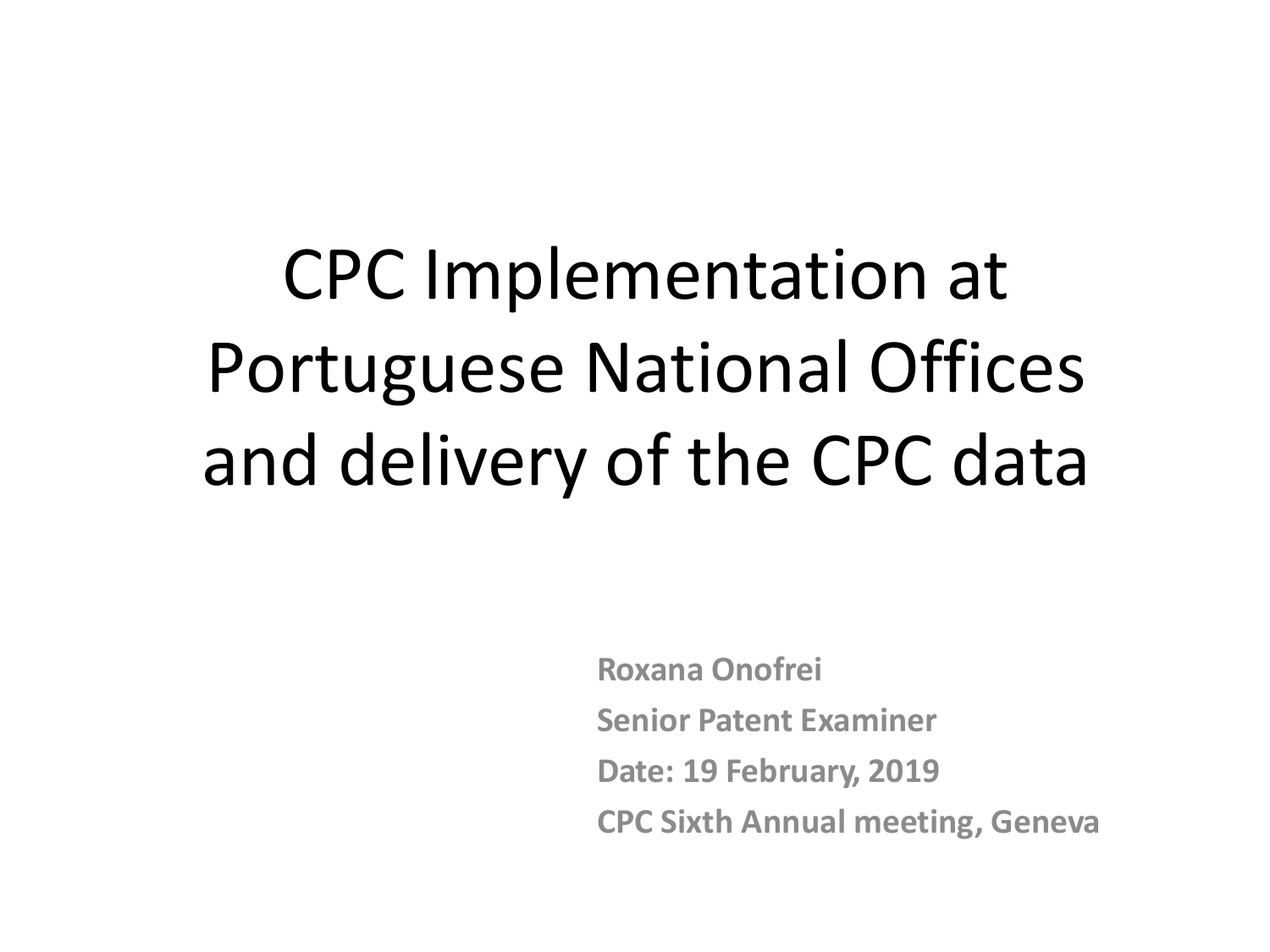# CPC Implementation at Portuguese National Offices and delivery of the CPC data

**Roxana Onofrei**

**Senior Patent Examiner**

**Date: 19 February, 2019**

**CPC Sixth Annual meeting, Geneva**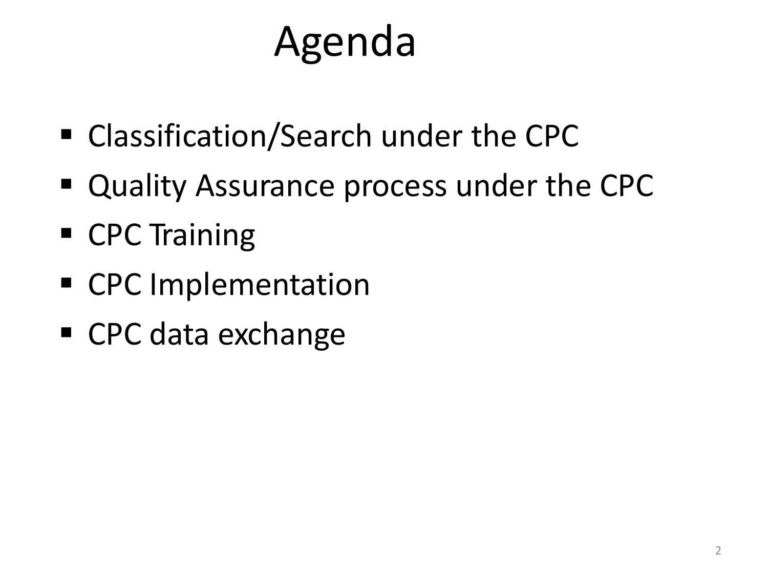# Agenda

- Classification/Search under the CPC
- Quality Assurance process under the CPC
- CPC Training
- CPC Implementation
- CPC data exchange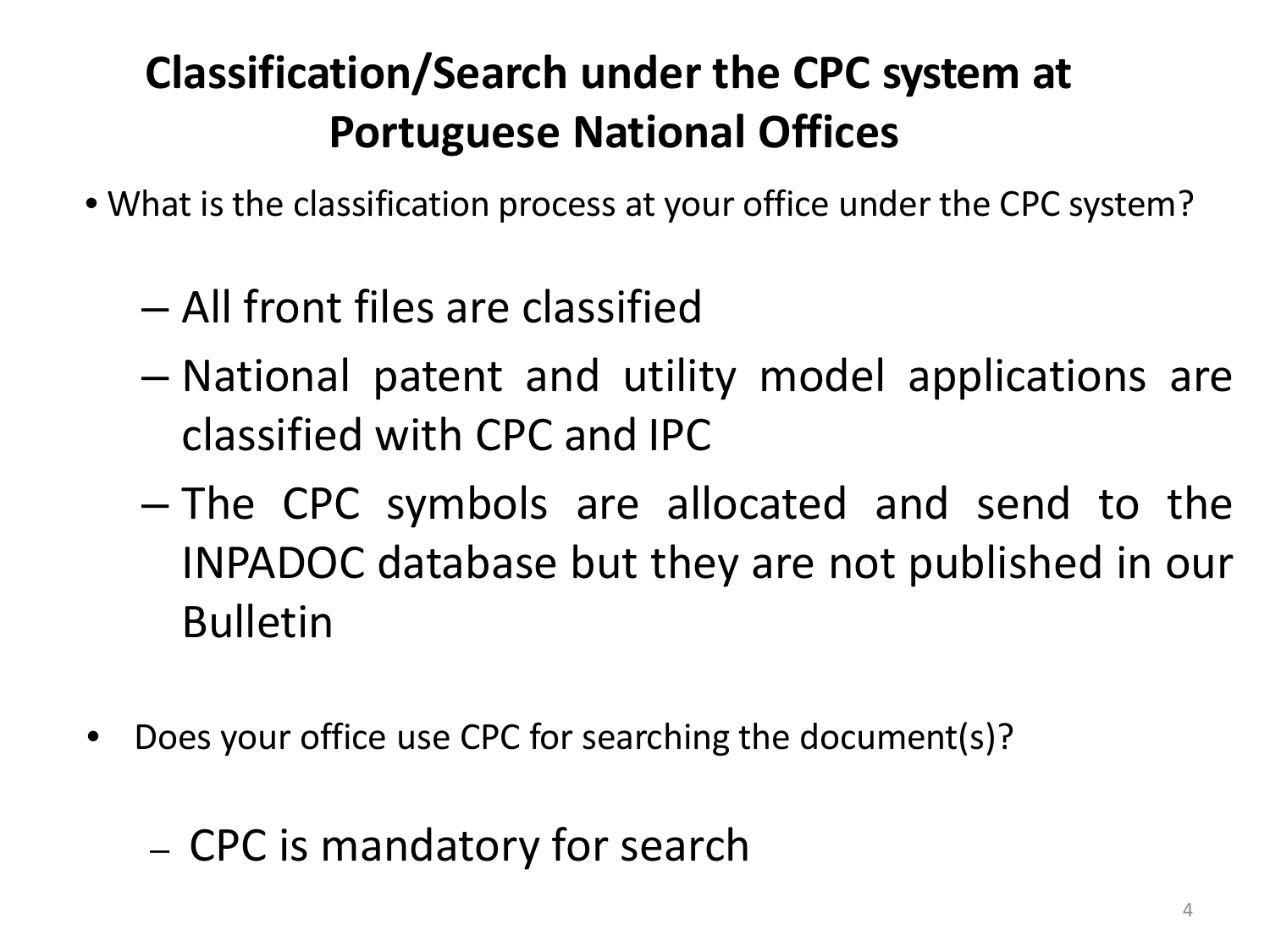# Classification/Search under the CPC system at Portuguese National Offices

- What is the classification process at your office under the CPC system?
  - All front files are classified
  - National patent and utility model applications are classified with CPC and IPC
  - The CPC symbols are allocated and send to the INPADOC database but they are not published in our Bulletin

- Does your office use CPC for searching the document(s)?
  - CPC is mandatory for search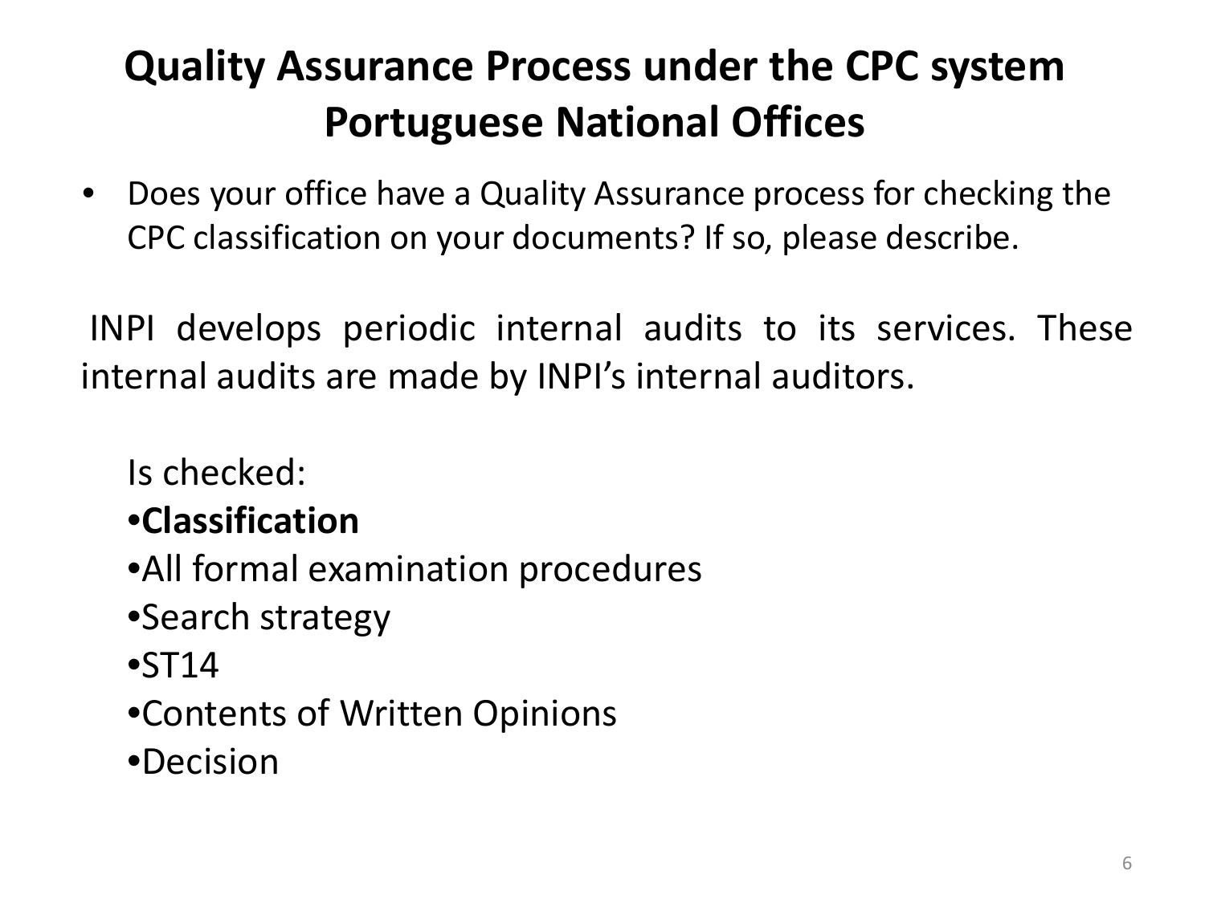# Quality Assurance Process under the CPC system
# Portuguese National Offices

- Does your office have a Quality Assurance process for checking the CPC classification on your documents? If so, please describe.

INPI develops periodic internal audits to its services. These internal audits are made by INPI's internal auditors.

Is checked:

- **Classification**
- All formal examination procedures
- Search strategy
- ST14
- Contents of Written Opinions
- Decision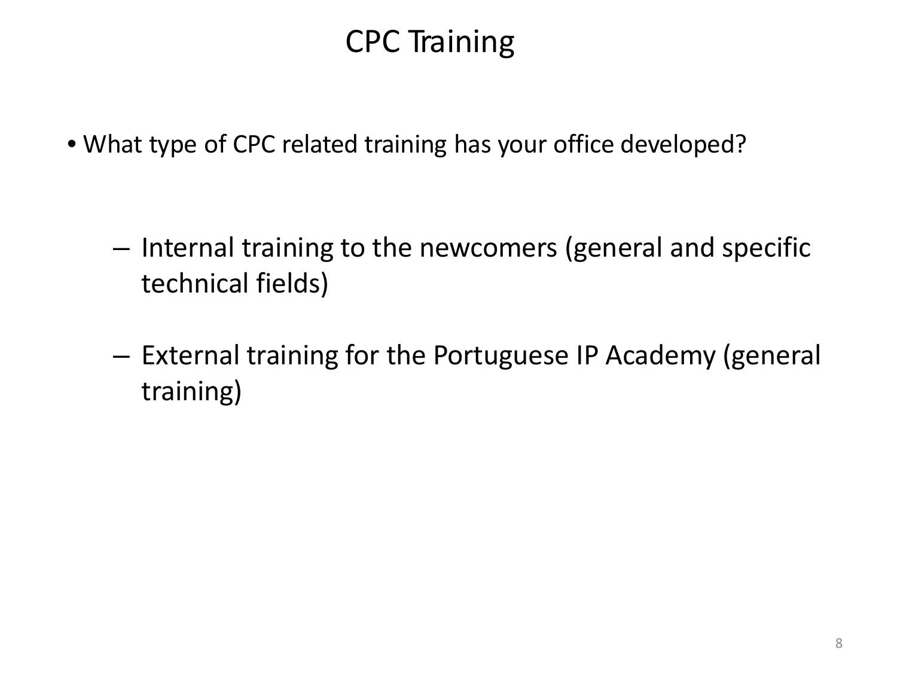# CPC Training

- What type of CPC related training has your office developed?
  - Internal training to the newcomers (general and specific technical fields)
  - External training for the Portuguese IP Academy (general training)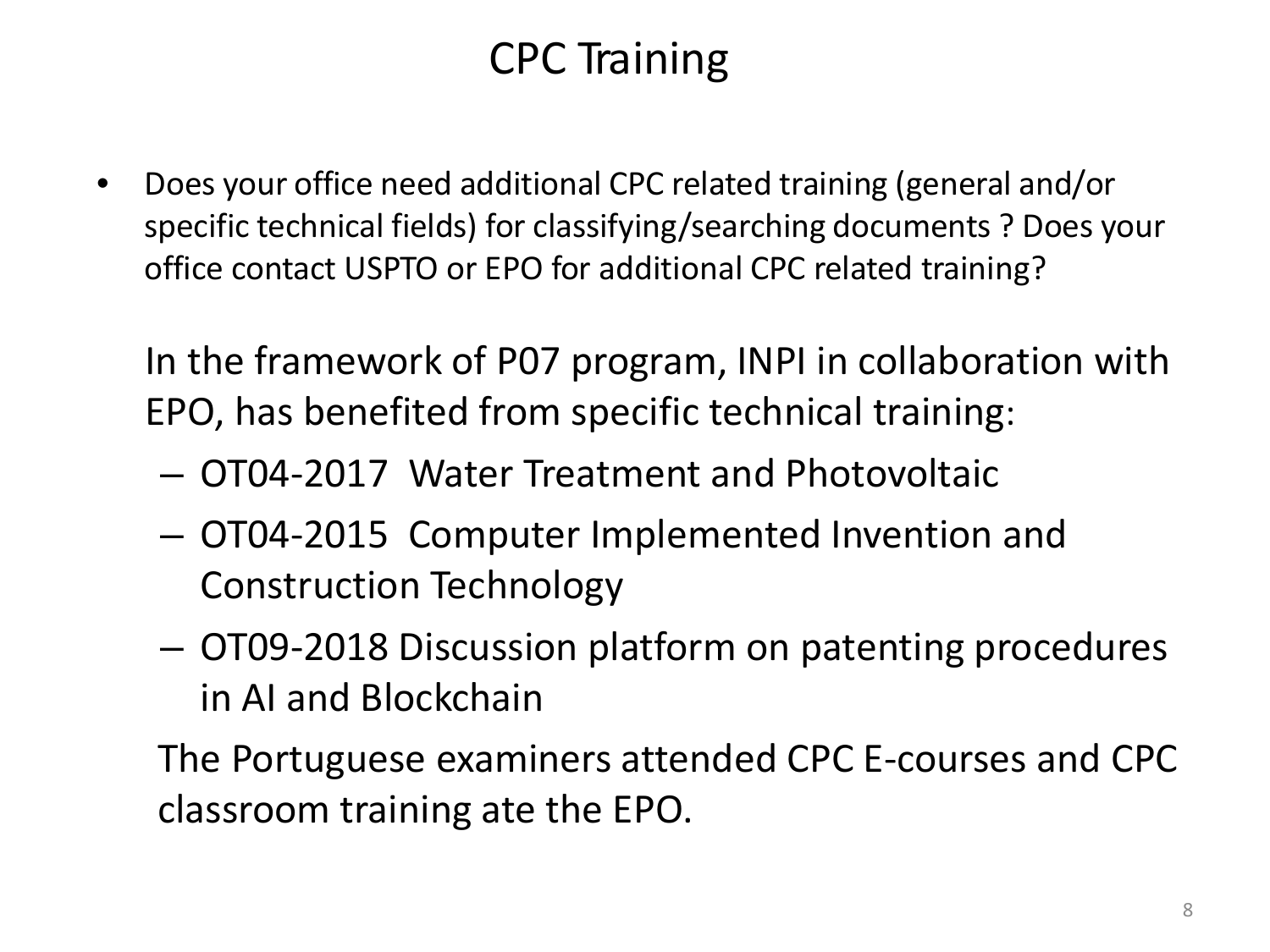# CPC Training

- Does your office need additional CPC related training (general and/or specific technical fields) for classifying/searching documents ? Does your office contact USPTO or EPO for additional CPC related training?

  In the framework of P07 program, INPI in collaboration with EPO, has benefited from specific technical training:

  – OT04-2017 Water Treatment and Photovoltaic

  – OT04-2015 Computer Implemented Invention and Construction Technology

  – OT09-2018 Discussion platform on patenting procedures in AI and Blockchain

  The Portuguese examiners attended CPC E-courses and CPC classroom training ate the EPO.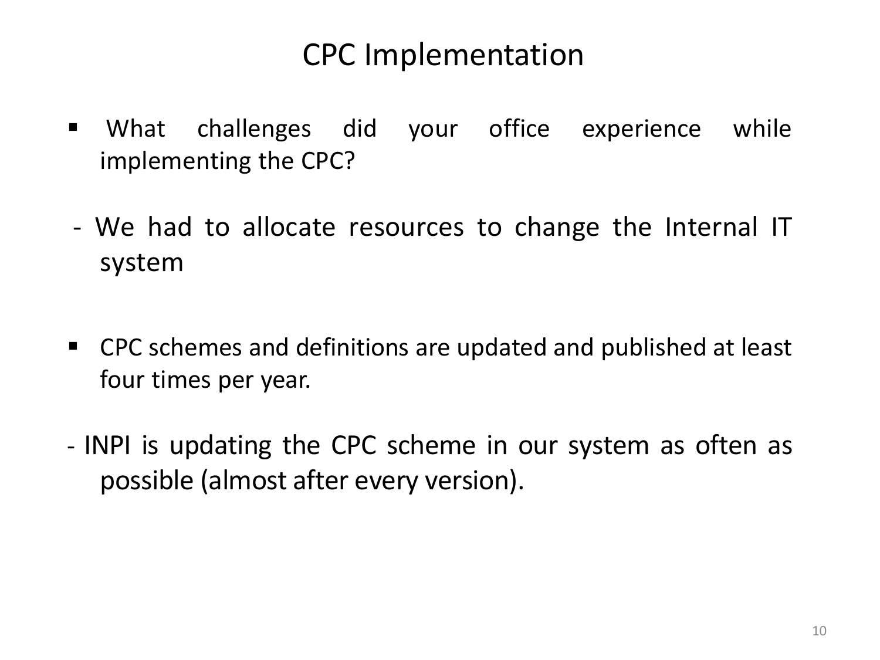# CPC Implementation

- What challenges did your office experience while implementing the CPC?

- We had to allocate resources to change the Internal IT system

- CPC schemes and definitions are updated and published at least four times per year.

- INPI is updating the CPC scheme in our system as often as possible (almost after every version).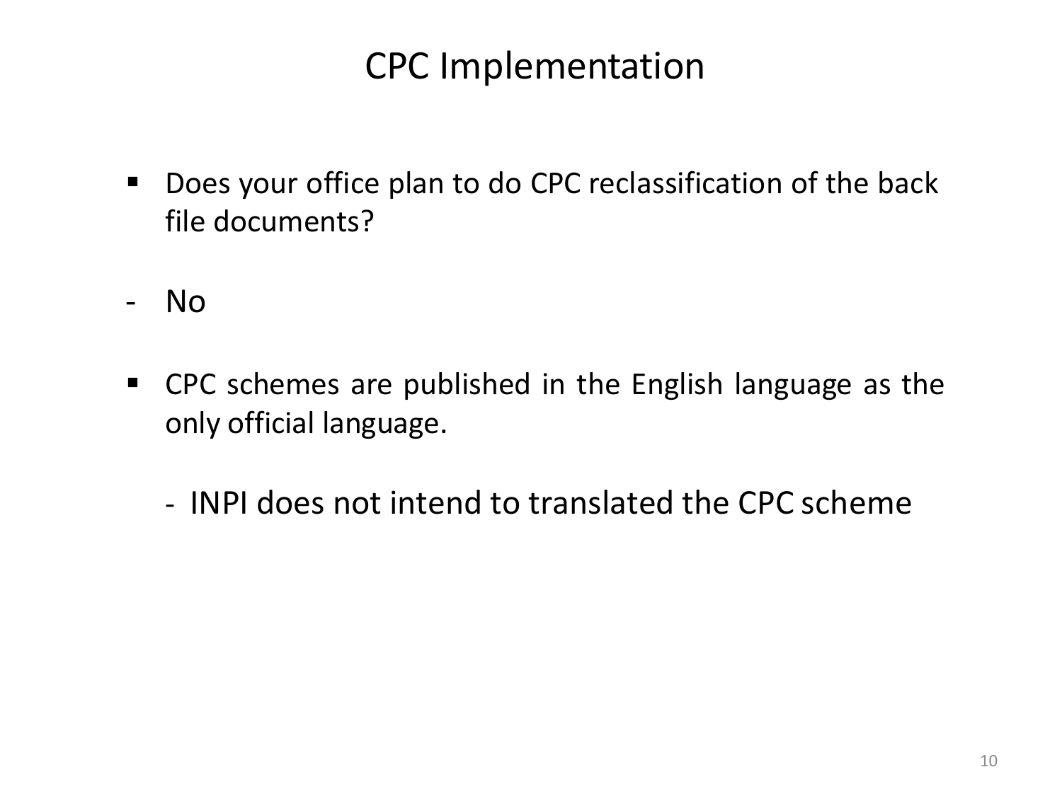# CPC Implementation

- Does your office plan to do CPC reclassification of the back file documents?

- No

- CPC schemes are published in the English language as the only official language.

  - INPI does not intend to translated the CPC scheme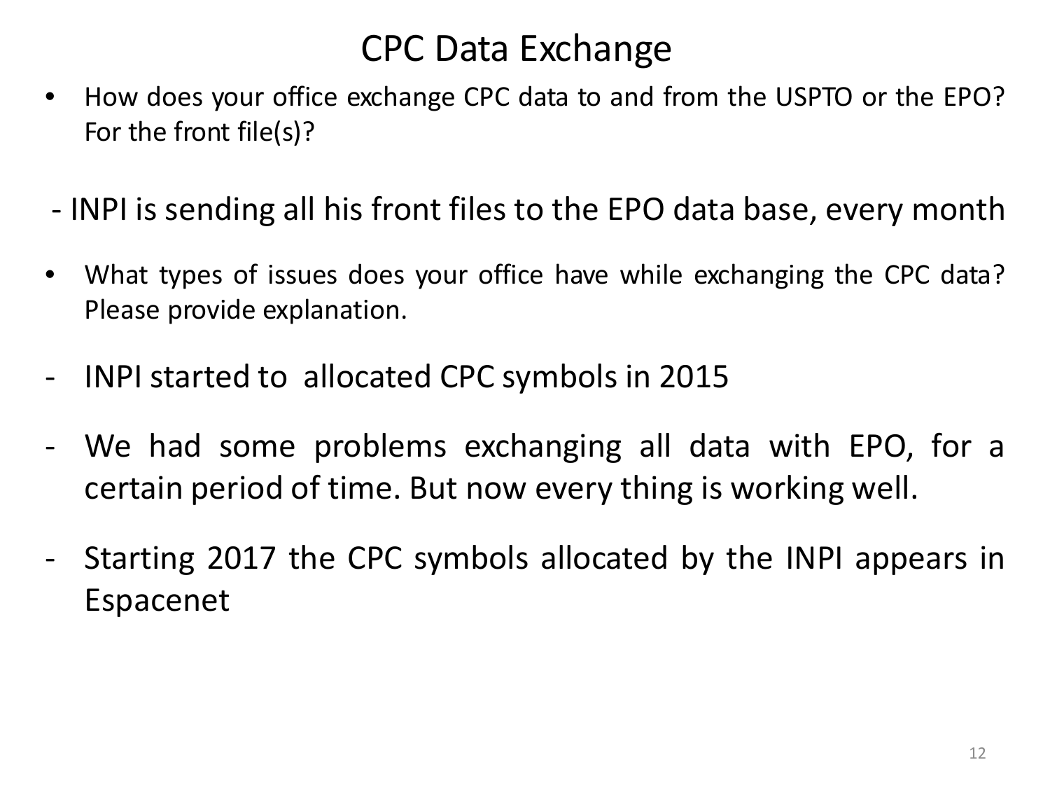# CPC Data Exchange

- How does your office exchange CPC data to and from the USPTO or the EPO? For the front file(s)?

- INPI is sending all his front files to the EPO data base, every month

- What types of issues does your office have while exchanging the CPC data? Please provide explanation.

- INPI started to  allocated CPC symbols in 2015
- We had some problems exchanging all data with EPO, for a certain period of time. But now every thing is working well.
- Starting 2017 the CPC symbols allocated by the INPI appears in Espacenet